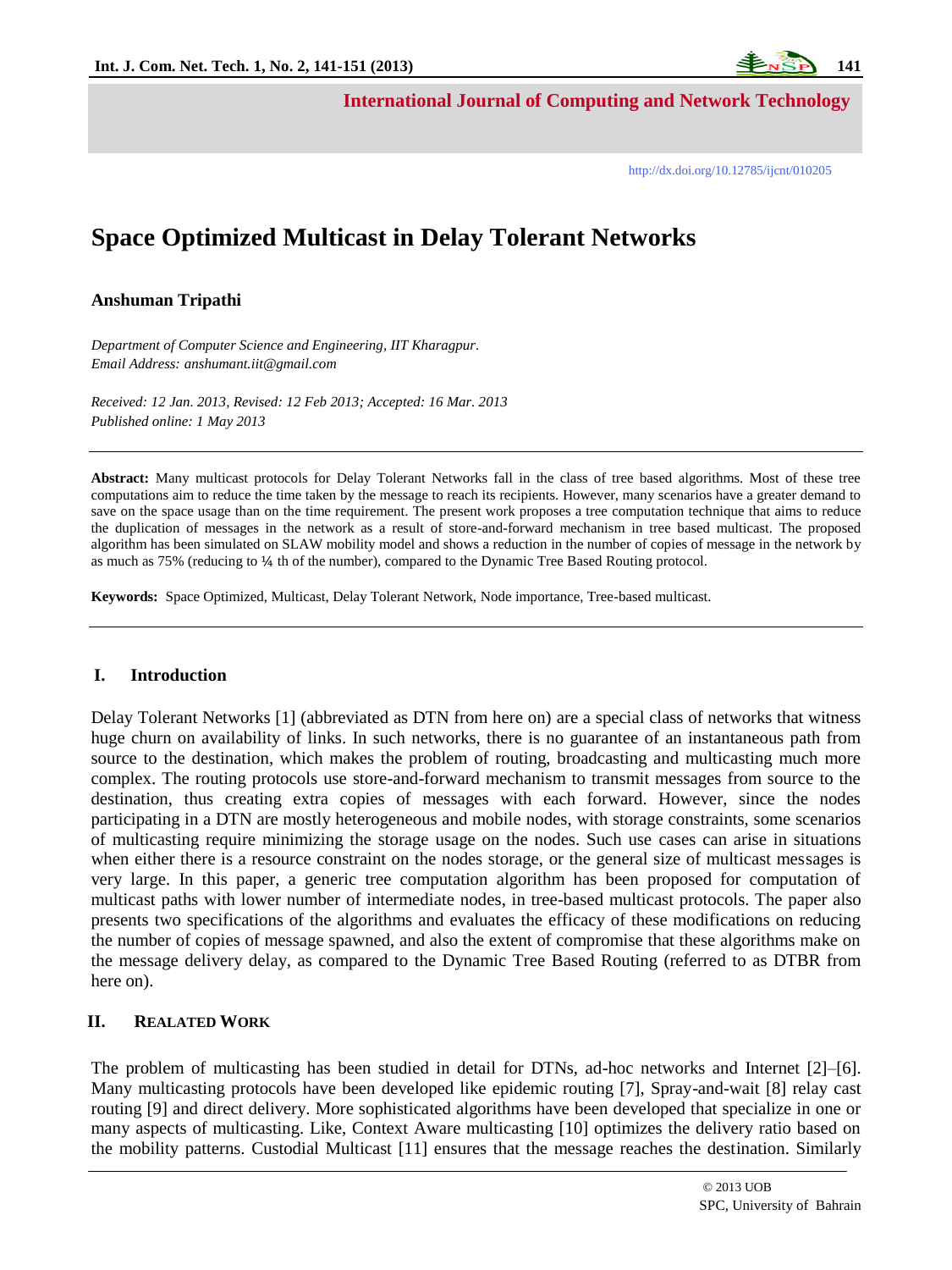International Journal of Computing and Network Technology

http://dx.doi.org/10.12785/ijcnt/010205

# Space Optimized Multicast in Delay Tolerant Networks

**Anshuman Tripathi**

*Department of Computer Science and Engineering, IIT Kharagpur.*
*Email Address: anshumant.iit@gmail.com*

*Received: 12 Jan. 2013, Revised: 12 Feb 2013; Accepted: 16 Mar. 2013*
*Published online: 1 May 2013*

---

**Abstract:** Many multicast protocols for Delay Tolerant Networks fall in the class of tree based algorithms. Most of these tree computations aim to reduce the time taken by the message to reach its recipients. However, many scenarios have a greater demand to save on the space usage than on the time requirement. The present work proposes a tree computation technique that aims to reduce the duplication of messages in the network as a result of store-and-forward mechanism in tree based multicast. The proposed algorithm has been simulated on SLAW mobility model and shows a reduction in the number of copies of message in the network by as much as 75% (reducing to ¼ th of the number), compared to the Dynamic Tree Based Routing protocol.

**Keywords:** Space Optimized, Multicast, Delay Tolerant Network, Node importance, Tree-based multicast.

---

## I. Introduction

Delay Tolerant Networks [1] (abbreviated as DTN from here on) are a special class of networks that witness huge churn on availability of links. In such networks, there is no guarantee of an instantaneous path from source to the destination, which makes the problem of routing, broadcasting and multicasting much more complex. The routing protocols use store-and-forward mechanism to transmit messages from source to the destination, thus creating extra copies of messages with each forward. However, since the nodes participating in a DTN are mostly heterogeneous and mobile nodes, with storage constraints, some scenarios of multicasting require minimizing the storage usage on the nodes. Such use cases can arise in situations when either there is a resource constraint on the nodes storage, or the general size of multicast messages is very large. In this paper, a generic tree computation algorithm has been proposed for computation of multicast paths with lower number of intermediate nodes, in tree-based multicast protocols. The paper also presents two specifications of the algorithms and evaluates the efficacy of these modifications on reducing the number of copies of message spawned, and also the extent of compromise that these algorithms make on the message delivery delay, as compared to the Dynamic Tree Based Routing (referred to as DTBR from here on).

## II. REALATED WORK

The problem of multicasting has been studied in detail for DTNs, ad-hoc networks and Internet [2]–[6]. Many multicasting protocols have been developed like epidemic routing [7], Spray-and-wait [8] relay cast routing [9] and direct delivery. More sophisticated algorithms have been developed that specialize in one or many aspects of multicasting. Like, Context Aware multicasting [10] optimizes the delivery ratio based on the mobility patterns. Custodial Multicast [11] ensures that the message reaches the destination. Similarly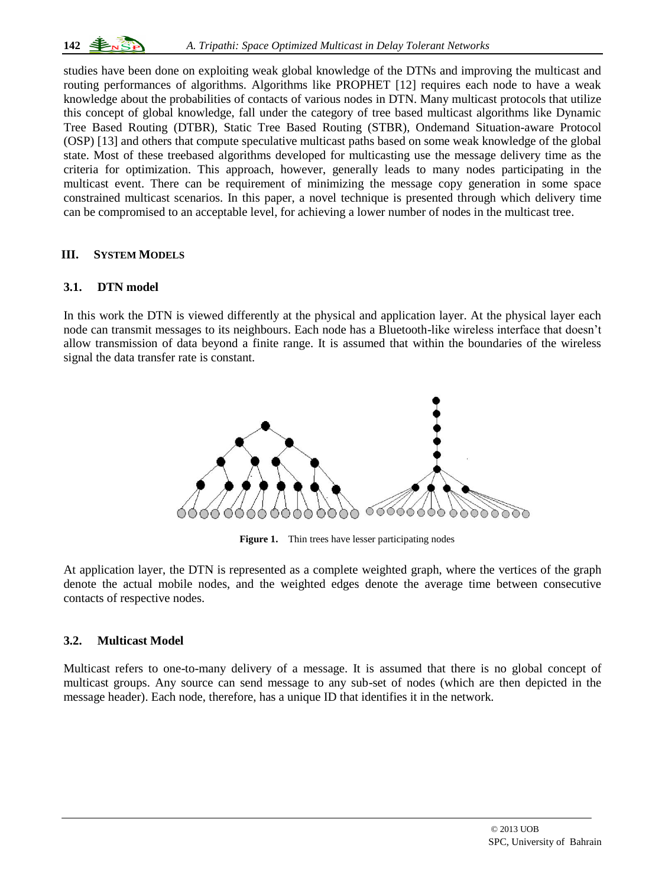studies have been done on exploiting weak global knowledge of the DTNs and improving the multicast and routing performances of algorithms. Algorithms like PROPHET [12] requires each node to have a weak knowledge about the probabilities of contacts of various nodes in DTN. Many multicast protocols that utilize this concept of global knowledge, fall under the category of tree based multicast algorithms like Dynamic Tree Based Routing (DTBR), Static Tree Based Routing (STBR), Ondemand Situation-aware Protocol (OSP) [13] and others that compute speculative multicast paths based on some weak knowledge of the global state. Most of these treebased algorithms developed for multicasting use the message delivery time as the criteria for optimization. This approach, however, generally leads to many nodes participating in the multicast event. There can be requirement of minimizing the message copy generation in some space constrained multicast scenarios. In this paper, a novel technique is presented through which delivery time can be compromised to an acceptable level, for achieving a lower number of nodes in the multicast tree.

## III. SYSTEM MODELS

### 3.1. DTN model

In this work the DTN is viewed differently at the physical and application layer. At the physical layer each node can transmit messages to its neighbours. Each node has a Bluetooth-like wireless interface that doesn't allow transmission of data beyond a finite range. It is assumed that within the boundaries of the wireless signal the data transfer rate is constant.

**Figure 1.** Thin trees have lesser participating nodes

At application layer, the DTN is represented as a complete weighted graph, where the vertices of the graph denote the actual mobile nodes, and the weighted edges denote the average time between consecutive contacts of respective nodes.

### 3.2. Multicast Model

Multicast refers to one-to-many delivery of a message. It is assumed that there is no global concept of multicast groups. Any source can send message to any sub-set of nodes (which are then depicted in the message header). Each node, therefore, has a unique ID that identifies it in the network.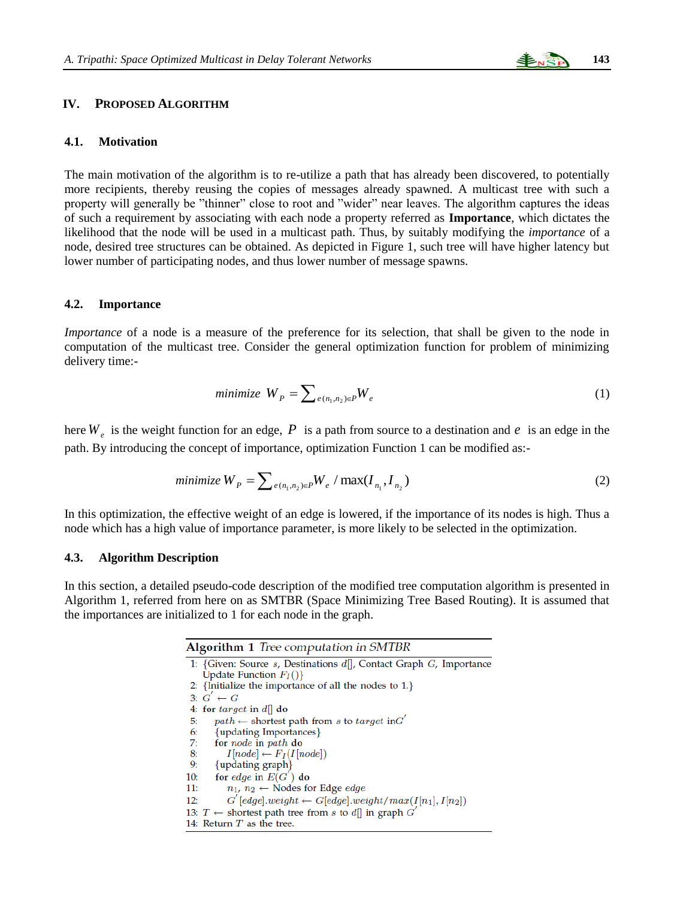## IV. Proposed Algorithm

### 4.1. Motivation

The main motivation of the algorithm is to re-utilize a path that has already been discovered, to potentially more recipients, thereby reusing the copies of messages already spawned. A multicast tree with such a property will generally be "thinner" close to root and "wider" near leaves. The algorithm captures the ideas of such a requirement by associating with each node a property referred as **Importance**, which dictates the likelihood that the node will be used in a multicast path. Thus, by suitably modifying the *importance* of a node, desired tree structures can be obtained. As depicted in Figure 1, such tree will have higher latency but lower number of participating nodes, and thus lower number of message spawns.

### 4.2. Importance

*Importance* of a node is a measure of the preference for its selection, that shall be given to the node in computation of the multicast tree. Consider the general optimization function for problem of minimizing delivery time:-

$$minimize \ W_P = \sum_{e(n_1,n_2)\in P} W_e \tag{1}$$

here $W_e$ is the weight function for an edge, $P$ is a path from source to a destination and $e$ is an edge in the path. By introducing the concept of importance, optimization Function 1 can be modified as:-

$$minimize \ W_P = \sum_{e(n_1,n_2)\in P} W_e / \max(I_{n_1}, I_{n_2}) \tag{2}$$

In this optimization, the effective weight of an edge is lowered, if the importance of its nodes is high. Thus a node which has a high value of importance parameter, is more likely to be selected in the optimization.

### 4.3. Algorithm Description

In this section, a detailed pseudo-code description of the modified tree computation algorithm is presented in Algorithm 1, referred from here on as SMTBR (Space Minimizing Tree Based Routing). It is assumed that the importances are initialized to 1 for each node in the graph.

**Algorithm 1** *Tree computation in SMTBR*

```
1:  {Given: Source s, Destinations d[], Contact Graph G, Importance
    Update Function F_I()}
2:  {Initialize the importance of all the nodes to 1.}
3:  G' ← G
4:  for target in d[] do
5:      path ← shortest path from s to target in G'
6:      {updating Importances}
7:      for node in path do
8:          I[node] ← F_I(I[node])
9:      {updating graph}
10:     for edge in E(G') do
11:         n1, n2 ← Nodes for Edge edge
12:         G'[edge].weight ← G[edge].weight/max(I[n1], I[n2])
13: T ← shortest path tree from s to d[] in graph G'
14: Return T as the tree.
```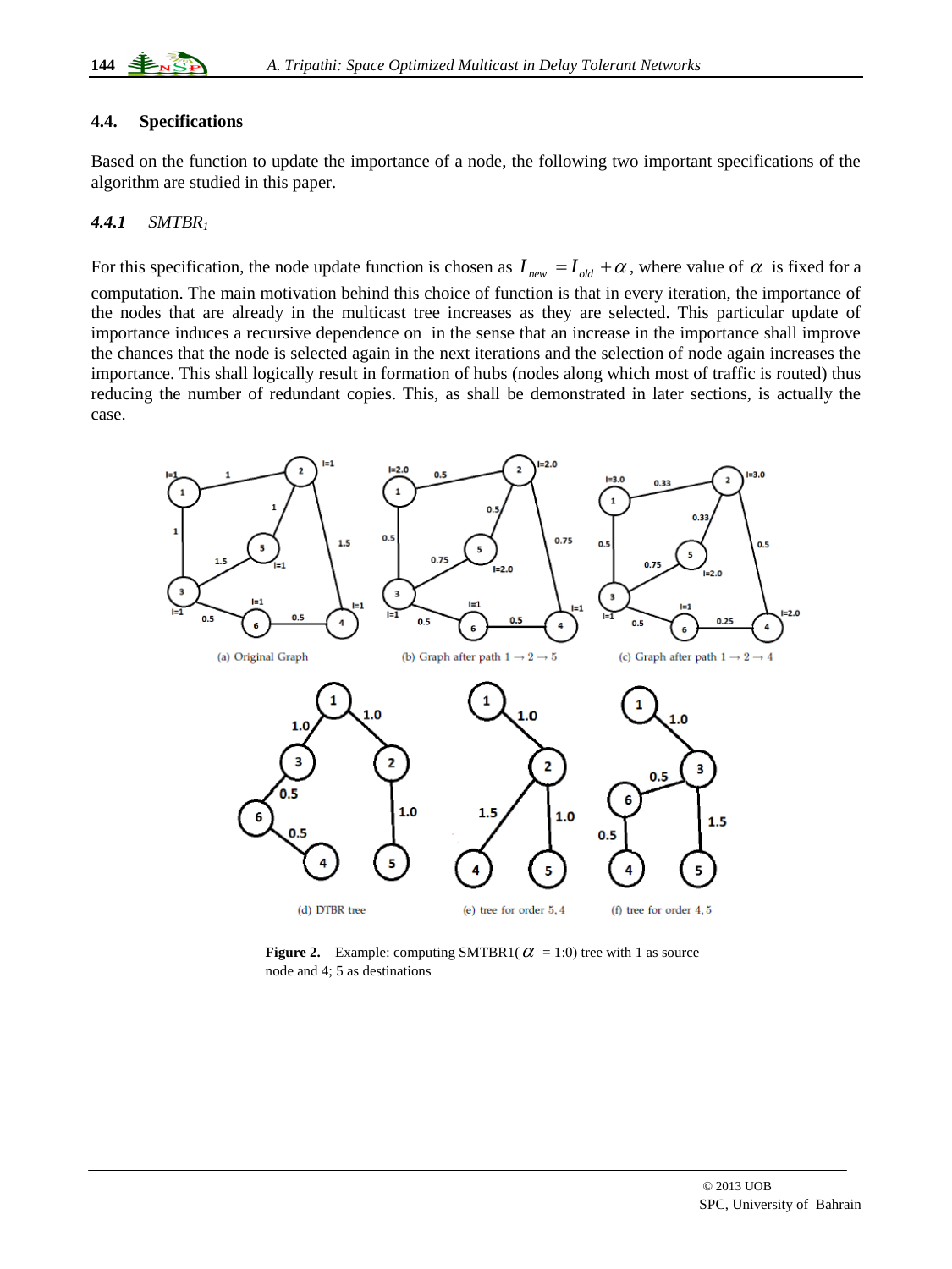### 4.4. Specifications

Based on the function to update the importance of a node, the following two important specifications of the algorithm are studied in this paper.

#### 4.4.1 $SMTBR_1$

For this specification, the node update function is chosen as $I_{new} = I_{old} + \alpha$, where value of $\alpha$ is fixed for a computation. The main motivation behind this choice of function is that in every iteration, the importance of the nodes that are already in the multicast tree increases as they are selected. This particular update of importance induces a recursive dependence on in the sense that an increase in the importance shall improve the chances that the node is selected again in the next iterations and the selection of node again increases the importance. This shall logically result in formation of hubs (nodes along which most of traffic is routed) thus reducing the number of redundant copies. This, as shall be demonstrated in later sections, is actually the case.

(a) Original Graph (b) Graph after path $1 \rightarrow 2 \rightarrow 5$ (c) Graph after path $1 \rightarrow 2 \rightarrow 4$

(d) DTBR tree (e) tree for order 5, 4 (f) tree for order 4, 5

**Figure 2.** Example: computing SMTBR1($\alpha$ = 1:0) tree with 1 as source node and 4; 5 as destinations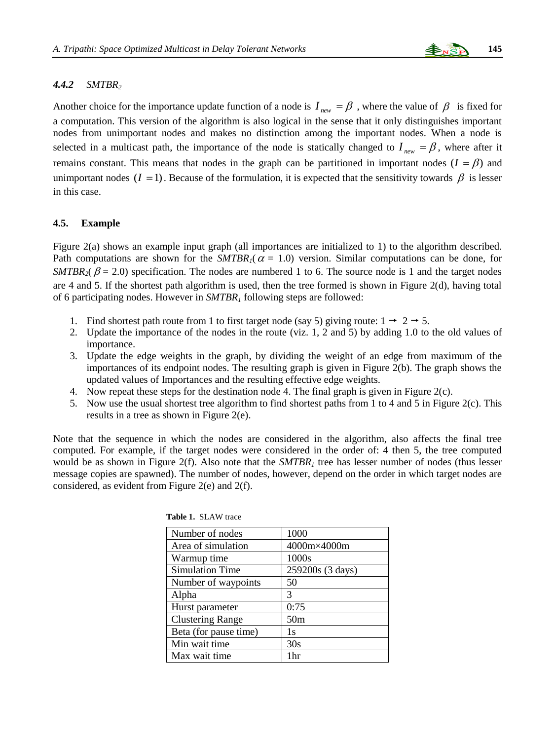#### *4.4.2 SMTBR$_2$*

Another choice for the importance update function of a node is $I_{new} = \beta$ , where the value of $\beta$ is fixed for a computation. This version of the algorithm is also logical in the sense that it only distinguishes important nodes from unimportant nodes and makes no distinction among the important nodes. When a node is selected in a multicast path, the importance of the node is statically changed to $I_{new} = \beta$, where after it remains constant. This means that nodes in the graph can be partitioned in important nodes $(I = \beta)$ and unimportant nodes $(I = 1)$. Because of the formulation, it is expected that the sensitivity towards $\beta$ is lesser in this case.

### 4.5. Example

Figure 2(a) shows an example input graph (all importances are initialized to 1) to the algorithm described. Path computations are shown for the *SMTBR$_1$*($\alpha$ = 1.0) version. Similar computations can be done, for *SMTBR$_2$*($\beta$ = 2.0) specification. The nodes are numbered 1 to 6. The source node is 1 and the target nodes are 4 and 5. If the shortest path algorithm is used, then the tree formed is shown in Figure 2(d), having total of 6 participating nodes. However in *SMTBR$_1$* following steps are followed:

1. Find shortest path route from 1 to first target node (say 5) giving route: 1 → 2 → 5.
2. Update the importance of the nodes in the route (viz. 1, 2 and 5) by adding 1.0 to the old values of importance.
3. Update the edge weights in the graph, by dividing the weight of an edge from maximum of the importances of its endpoint nodes. The resulting graph is given in Figure 2(b). The graph shows the updated values of Importances and the resulting effective edge weights.
4. Now repeat these steps for the destination node 4. The final graph is given in Figure 2(c).
5. Now use the usual shortest tree algorithm to find shortest paths from 1 to 4 and 5 in Figure 2(c). This results in a tree as shown in Figure 2(e).

Note that the sequence in which the nodes are considered in the algorithm, also affects the final tree computed. For example, if the target nodes were considered in the order of: 4 then 5, the tree computed would be as shown in Figure 2(f). Also note that the *SMTBR$_1$* tree has lesser number of nodes (thus lesser message copies are spawned). The number of nodes, however, depend on the order in which target nodes are considered, as evident from Figure 2(e) and 2(f).

**Table 1.** SLAW trace

| Number of nodes | 1000 |
|---|---|
| Area of simulation | 4000m×4000m |
| Warmup time | 1000s |
| Simulation Time | 259200s (3 days) |
| Number of waypoints | 50 |
| Alpha | 3 |
| Hurst parameter | 0:75 |
| Clustering Range | 50m |
| Beta (for pause time) | 1s |
| Min wait time | 30s |
| Max wait time | 1hr |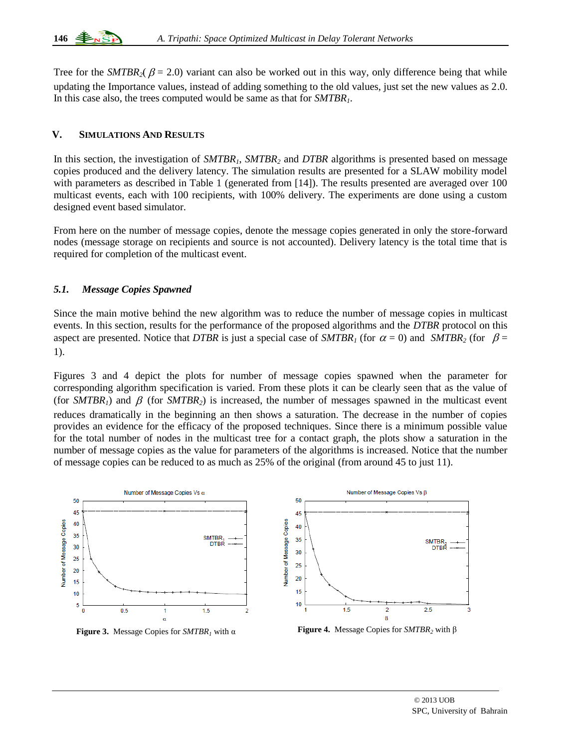Tree for the $SMTBR_2$( $\beta$ = 2.0) variant can also be worked out in this way, only difference being that while updating the Importance values, instead of adding something to the old values, just set the new values as 2.0. In this case also, the trees computed would be same as that for $SMTBR_1$.

## V. Simulations And Results

In this section, the investigation of $SMTBR_1$, $SMTBR_2$ and *DTBR* algorithms is presented based on message copies produced and the delivery latency. The simulation results are presented for a SLAW mobility model with parameters as described in Table 1 (generated from [14]). The results presented are averaged over 100 multicast events, each with 100 recipients, with 100% delivery. The experiments are done using a custom designed event based simulator.

From here on the number of message copies, denote the message copies generated in only the store-forward nodes (message storage on recipients and source is not accounted). Delivery latency is the total time that is required for completion of the multicast event.

### 5.1. Message Copies Spawned

Since the main motive behind the new algorithm was to reduce the number of message copies in multicast events. In this section, results for the performance of the proposed algorithms and the *DTBR* protocol on this aspect are presented. Notice that *DTBR* is just a special case of $SMTBR_1$ (for $\alpha$ = 0) and $SMTBR_2$ (for $\beta$ = 1).

Figures 3 and 4 depict the plots for number of message copies spawned when the parameter for corresponding algorithm specification is varied. From these plots it can be clearly seen that as the value of (for $SMTBR_1$) and $\beta$ (for $SMTBR_2$) is increased, the number of messages spawned in the multicast event reduces dramatically in the beginning an then shows a saturation. The decrease in the number of copies provides an evidence for the efficacy of the proposed techniques. Since there is a minimum possible value for the total number of nodes in the multicast tree for a contact graph, the plots show a saturation in the number of message copies as the value for parameters of the algorithms is increased. Notice that the number of message copies can be reduced to as much as 25% of the original (from around 45 to just 11).

**Figure 3.** Message Copies for $SMTBR_1$ with α

**Figure 4.** Message Copies for $SMTBR_2$ with β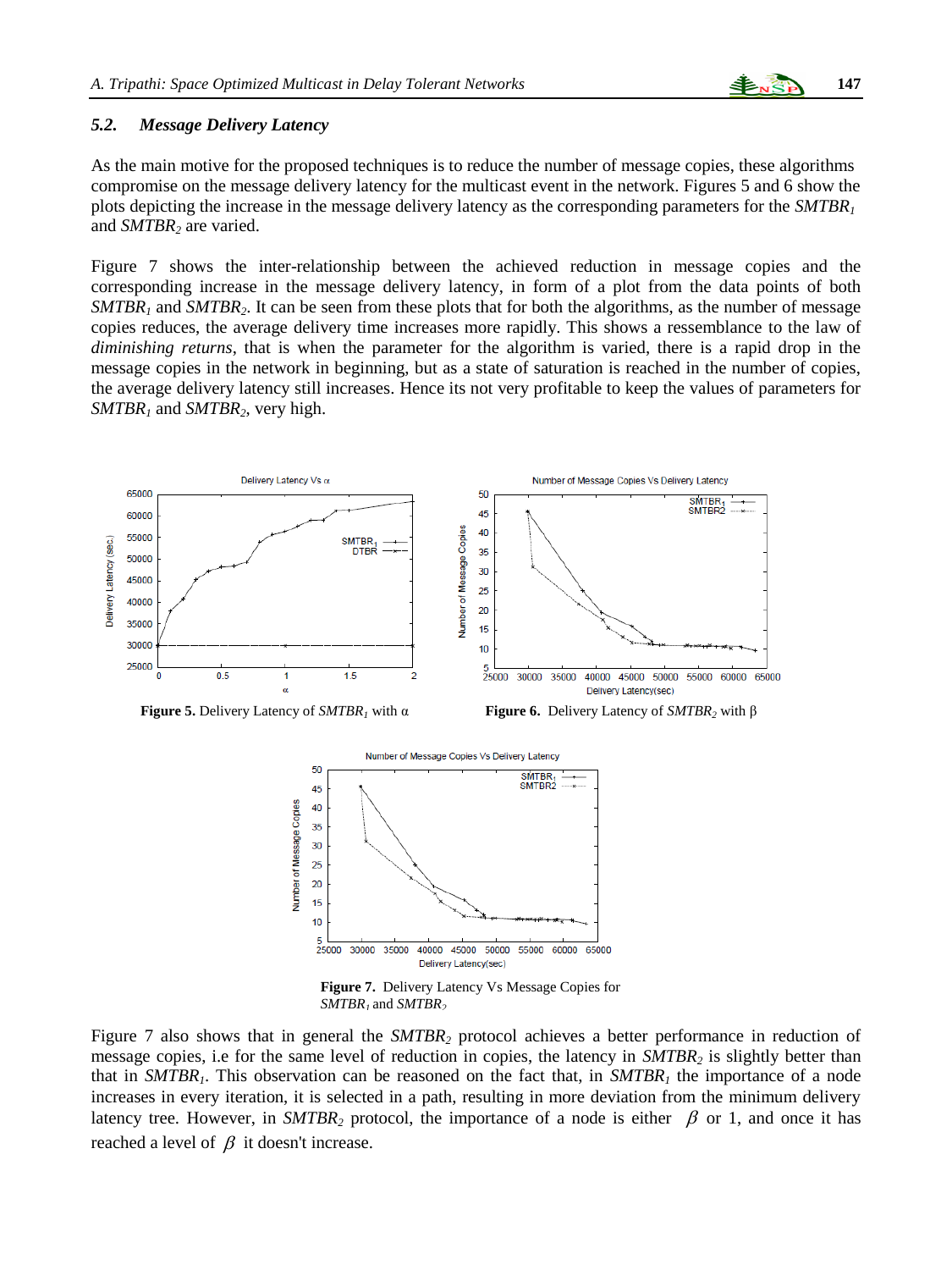### 5.2. Message Delivery Latency

As the main motive for the proposed techniques is to reduce the number of message copies, these algorithms compromise on the message delivery latency for the multicast event in the network. Figures 5 and 6 show the plots depicting the increase in the message delivery latency as the corresponding parameters for the $SMTBR_1$ and $SMTBR_2$ are varied.

Figure 7 shows the inter-relationship between the achieved reduction in message copies and the corresponding increase in the message delivery latency, in form of a plot from the data points of both $SMTBR_1$ and $SMTBR_2$. It can be seen from these plots that for both the algorithms, as the number of message copies reduces, the average delivery time increases more rapidly. This shows a ressemblance to the law of *diminishing returns*, that is when the parameter for the algorithm is varied, there is a rapid drop in the message copies in the network in beginning, but as a state of saturation is reached in the number of copies, the average delivery latency still increases. Hence its not very profitable to keep the values of parameters for $SMTBR_1$ and $SMTBR_2$, very high.

**Figure 5.** Delivery Latency of $SMTBR_1$ with α

**Figure 6.** Delivery Latency of $SMTBR_2$ with β

**Figure 7.** Delivery Latency Vs Message Copies for $SMTBR_1$ and $SMTBR_2$

Figure 7 also shows that in general the $SMTBR_2$ protocol achieves a better performance in reduction of message copies, i.e for the same level of reduction in copies, the latency in $SMTBR_2$ is slightly better than that in $SMTBR_1$. This observation can be reasoned on the fact that, in $SMTBR_1$ the importance of a node increases in every iteration, it is selected in a path, resulting in more deviation from the minimum delivery latency tree. However, in $SMTBR_2$ protocol, the importance of a node is either $\beta$ or 1, and once it has reached a level of $\beta$ it doesn't increase.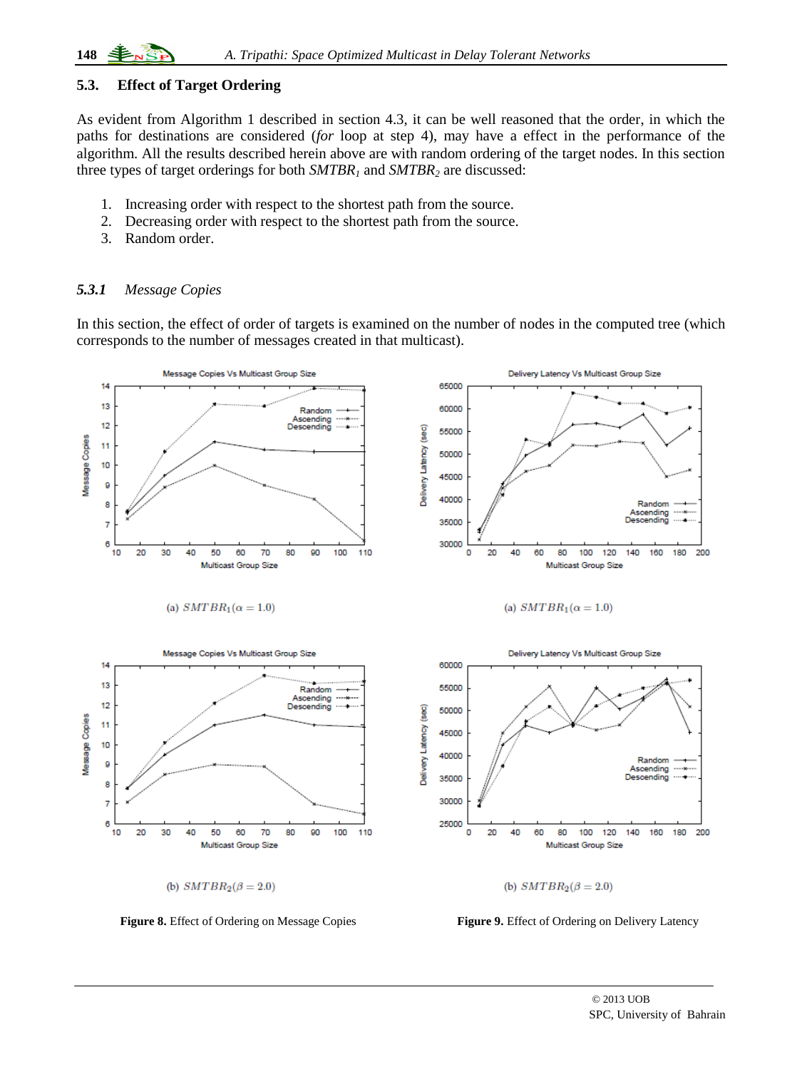### 5.3. Effect of Target Ordering

As evident from Algorithm 1 described in section 4.3, it can be well reasoned that the order, in which the paths for destinations are considered (*for* loop at step 4), may have a effect in the performance of the algorithm. All the results described herein above are with random ordering of the target nodes. In this section three types of target orderings for both $SMTBR_1$ and $SMTBR_2$ are discussed:

1. Increasing order with respect to the shortest path from the source.
2. Decreasing order with respect to the shortest path from the source.
3. Random order.

#### *5.3.1 Message Copies*

In this section, the effect of order of targets is examined on the number of nodes in the computed tree (which corresponds to the number of messages created in that multicast).

(a) $SMTBR_1(\alpha = 1.0)$

(a) $SMTBR_1(\alpha = 1.0)$

(b) $SMTBR_2(\beta = 2.0)$

(b) $SMTBR_2(\beta = 2.0)$

**Figure 8.** Effect of Ordering on Message Copies

**Figure 9.** Effect of Ordering on Delivery Latency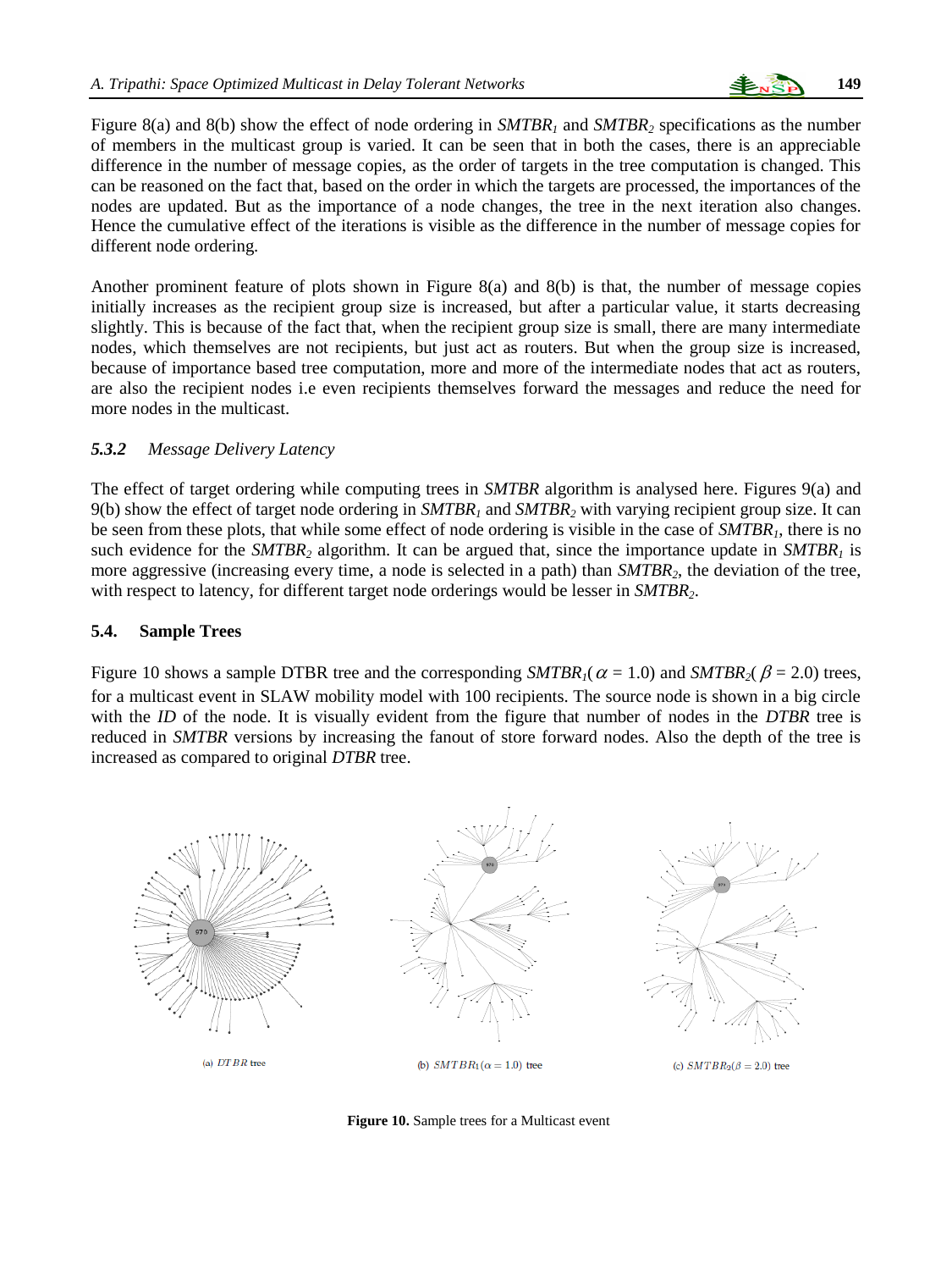Figure 8(a) and 8(b) show the effect of node ordering in $SMTBR_1$ and $SMTBR_2$ specifications as the number of members in the multicast group is varied. It can be seen that in both the cases, there is an appreciable difference in the number of message copies, as the order of targets in the tree computation is changed. This can be reasoned on the fact that, based on the order in which the targets are processed, the importances of the nodes are updated. But as the importance of a node changes, the tree in the next iteration also changes. Hence the cumulative effect of the iterations is visible as the difference in the number of message copies for different node ordering.

Another prominent feature of plots shown in Figure 8(a) and 8(b) is that, the number of message copies initially increases as the recipient group size is increased, but after a particular value, it starts decreasing slightly. This is because of the fact that, when the recipient group size is small, there are many intermediate nodes, which themselves are not recipients, but just act as routers. But when the group size is increased, because of importance based tree computation, more and more of the intermediate nodes that act as routers, are also the recipient nodes i.e even recipients themselves forward the messages and reduce the need for more nodes in the multicast.

### *5.3.2 Message Delivery Latency*

The effect of target ordering while computing trees in *SMTBR* algorithm is analysed here. Figures 9(a) and 9(b) show the effect of target node ordering in $SMTBR_1$ and $SMTBR_2$ with varying recipient group size. It can be seen from these plots, that while some effect of node ordering is visible in the case of $SMTBR_1$, there is no such evidence for the $SMTBR_2$ algorithm. It can be argued that, since the importance update in $SMTBR_1$ is more aggressive (increasing every time, a node is selected in a path) than $SMTBR_2$, the deviation of the tree, with respect to latency, for different target node orderings would be lesser in $SMTBR_2$.

## 5.4. Sample Trees

Figure 10 shows a sample DTBR tree and the corresponding $SMTBR_1(\alpha = 1.0)$ and $SMTBR_2(\beta = 2.0)$ trees, for a multicast event in SLAW mobility model with 100 recipients. The source node is shown in a big circle with the *ID* of the node. It is visually evident from the figure that number of nodes in the *DTBR* tree is reduced in *SMTBR* versions by increasing the fanout of store forward nodes. Also the depth of the tree is increased as compared to original *DTBR* tree.

(a) $DTBR$ tree (b) $SMTBR_1(\alpha = 1.0)$ tree (c) $SMTBR_2(\beta = 2.0)$ tree

**Figure 10.** Sample trees for a Multicast event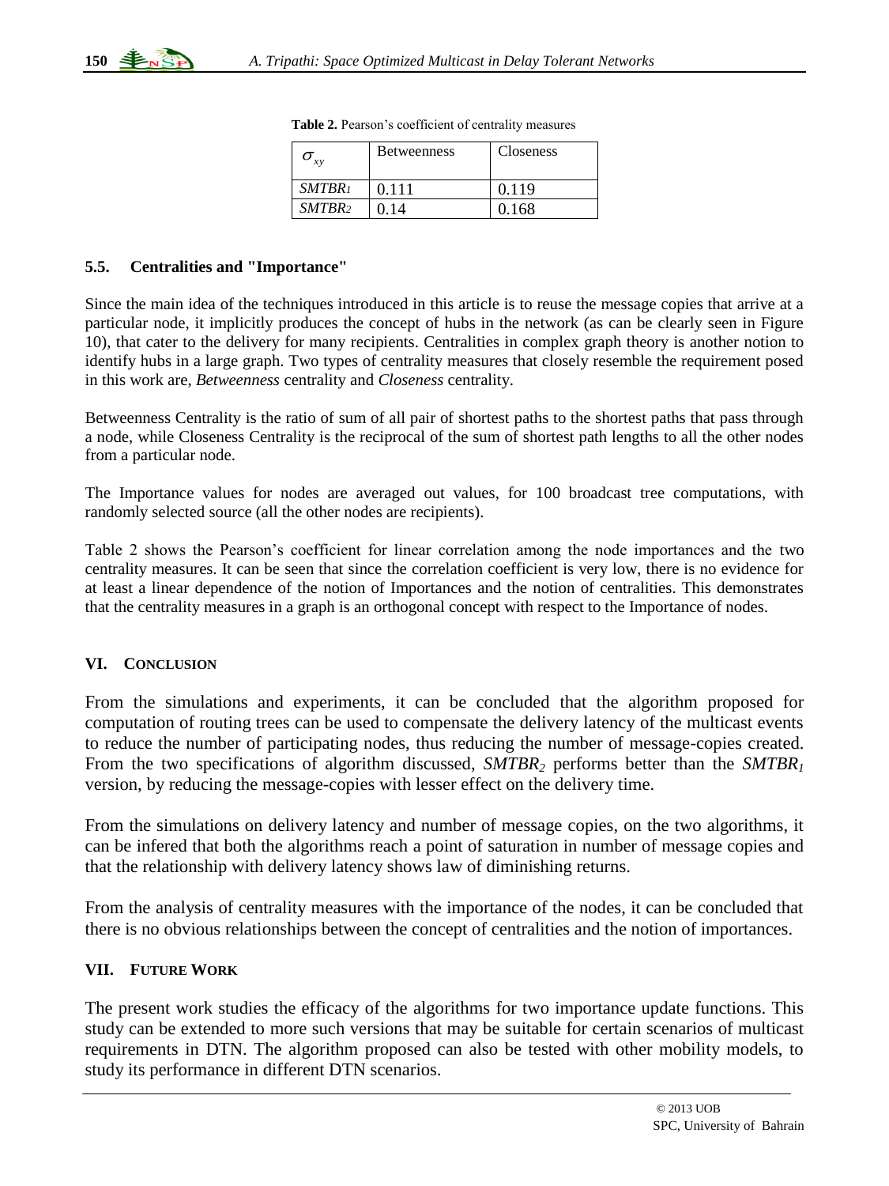**Table 2.** Pearson's coefficient of centrality measures

| $\sigma_{xy}$ | Betweenness | Closeness |
|---|---|---|
| $SMTBR_1$ | 0.111 | 0.119 |
| $SMTBR_2$ | 0.14 | 0.168 |

### 5.5. Centralities and "Importance"

Since the main idea of the techniques introduced in this article is to reuse the message copies that arrive at a particular node, it implicitly produces the concept of hubs in the network (as can be clearly seen in Figure 10), that cater to the delivery for many recipients. Centralities in complex graph theory is another notion to identify hubs in a large graph. Two types of centrality measures that closely resemble the requirement posed in this work are, *Betweenness* centrality and *Closeness* centrality.

Betweenness Centrality is the ratio of sum of all pair of shortest paths to the shortest paths that pass through a node, while Closeness Centrality is the reciprocal of the sum of shortest path lengths to all the other nodes from a particular node.

The Importance values for nodes are averaged out values, for 100 broadcast tree computations, with randomly selected source (all the other nodes are recipients).

Table 2 shows the Pearson's coefficient for linear correlation among the node importances and the two centrality measures. It can be seen that since the correlation coefficient is very low, there is no evidence for at least a linear dependence of the notion of Importances and the notion of centralities. This demonstrates that the centrality measures in a graph is an orthogonal concept with respect to the Importance of nodes.

## VI. CONCLUSION

From the simulations and experiments, it can be concluded that the algorithm proposed for computation of routing trees can be used to compensate the delivery latency of the multicast events to reduce the number of participating nodes, thus reducing the number of message-copies created. From the two specifications of algorithm discussed, $SMTBR_2$ performs better than the $SMTBR_1$ version, by reducing the message-copies with lesser effect on the delivery time.

From the simulations on delivery latency and number of message copies, on the two algorithms, it can be infered that both the algorithms reach a point of saturation in number of message copies and that the relationship with delivery latency shows law of diminishing returns.

From the analysis of centrality measures with the importance of the nodes, it can be concluded that there is no obvious relationships between the concept of centralities and the notion of importances.

## VII. FUTURE WORK

The present work studies the efficacy of the algorithms for two importance update functions. This study can be extended to more such versions that may be suitable for certain scenarios of multicast requirements in DTN. The algorithm proposed can also be tested with other mobility models, to study its performance in different DTN scenarios.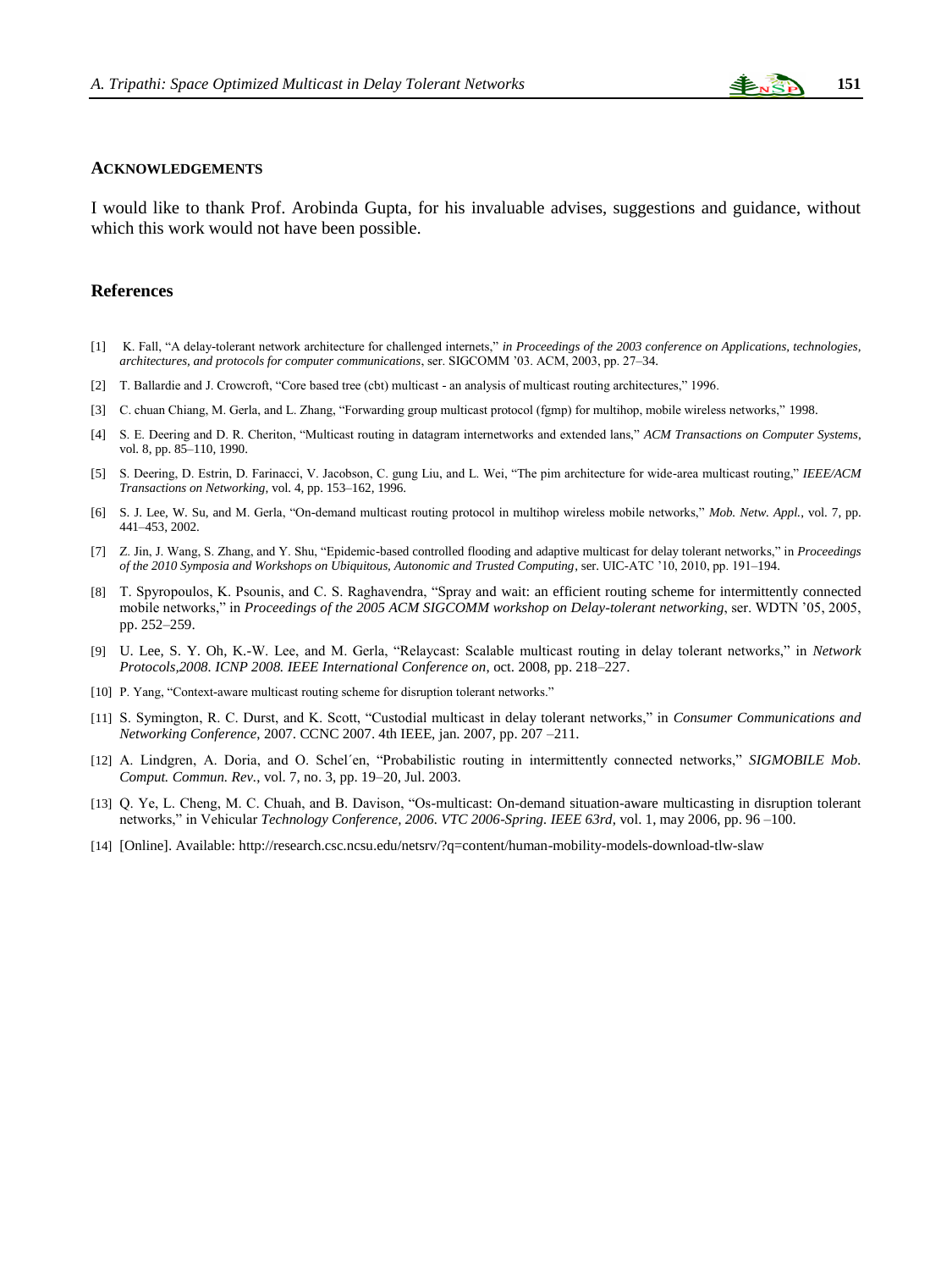## ACKNOWLEDGEMENTS

I would like to thank Prof. Arobinda Gupta, for his invaluable advises, suggestions and guidance, without which this work would not have been possible.

## References

[1] K. Fall, "A delay-tolerant network architecture for challenged internets," *in Proceedings of the 2003 conference on Applications, technologies, architectures, and protocols for computer communications*, ser. SIGCOMM '03. ACM, 2003, pp. 27–34.

[2] T. Ballardie and J. Crowcroft, "Core based tree (cbt) multicast - an analysis of multicast routing architectures," 1996.

[3] C. chuan Chiang, M. Gerla, and L. Zhang, "Forwarding group multicast protocol (fgmp) for multihop, mobile wireless networks," 1998.

[4] S. E. Deering and D. R. Cheriton, "Multicast routing in datagram internetworks and extended lans," *ACM Transactions on Computer Systems*, vol. 8, pp. 85–110, 1990.

[5] S. Deering, D. Estrin, D. Farinacci, V. Jacobson, C. gung Liu, and L. Wei, "The pim architecture for wide-area multicast routing," *IEEE/ACM Transactions on Networking*, vol. 4, pp. 153–162, 1996.

[6] S. J. Lee, W. Su, and M. Gerla, "On-demand multicast routing protocol in multihop wireless mobile networks," *Mob. Netw. Appl.*, vol. 7, pp. 441–453, 2002.

[7] Z. Jin, J. Wang, S. Zhang, and Y. Shu, "Epidemic-based controlled flooding and adaptive multicast for delay tolerant networks," in *Proceedings of the 2010 Symposia and Workshops on Ubiquitous, Autonomic and Trusted Computing*, ser. UIC-ATC '10, 2010, pp. 191–194.

[8] T. Spyropoulos, K. Psounis, and C. S. Raghavendra, "Spray and wait: an efficient routing scheme for intermittently connected mobile networks," in *Proceedings of the 2005 ACM SIGCOMM workshop on Delay-tolerant networking*, ser. WDTN '05, 2005, pp. 252–259.

[9] U. Lee, S. Y. Oh, K.-W. Lee, and M. Gerla, "Relaycast: Scalable multicast routing in delay tolerant networks," in *Network Protocols,2008. ICNP 2008. IEEE International Conference on*, oct. 2008, pp. 218–227.

[10] P. Yang, "Context-aware multicast routing scheme for disruption tolerant networks."

[11] S. Symington, R. C. Durst, and K. Scott, "Custodial multicast in delay tolerant networks," in *Consumer Communications and Networking Conference*, 2007. CCNC 2007. 4th IEEE, jan. 2007, pp. 207 –211.

[12] A. Lindgren, A. Doria, and O. Schel´en, "Probabilistic routing in intermittently connected networks," *SIGMOBILE Mob. Comput. Commun. Rev.*, vol. 7, no. 3, pp. 19–20, Jul. 2003.

[13] Q. Ye, L. Cheng, M. C. Chuah, and B. Davison, "Os-multicast: On-demand situation-aware multicasting in disruption tolerant networks," in Vehicular *Technology Conference, 2006. VTC 2006-Spring. IEEE 63rd*, vol. 1, may 2006, pp. 96 –100.

[14] [Online]. Available: http://research.csc.ncsu.edu/netsrv/?q=content/human-mobility-models-download-tlw-slaw